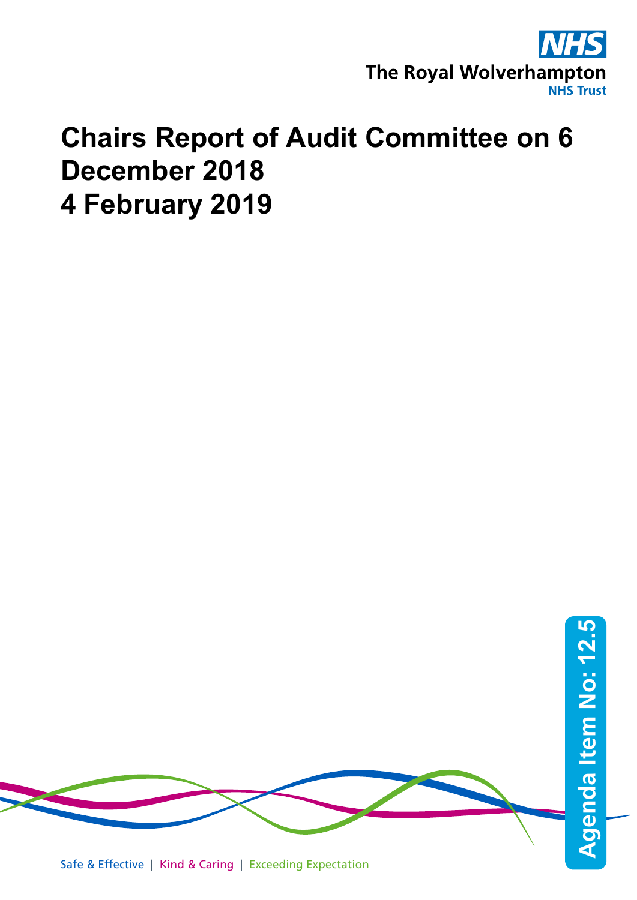The Royal Wolverhampton NHS Trust

# Chairs Report of Audit Committee on 6 December 2018
# 4 February 2019

Agenda Item No: 12.5

Safe & Effective | Kind & Caring | Exceeding Expectation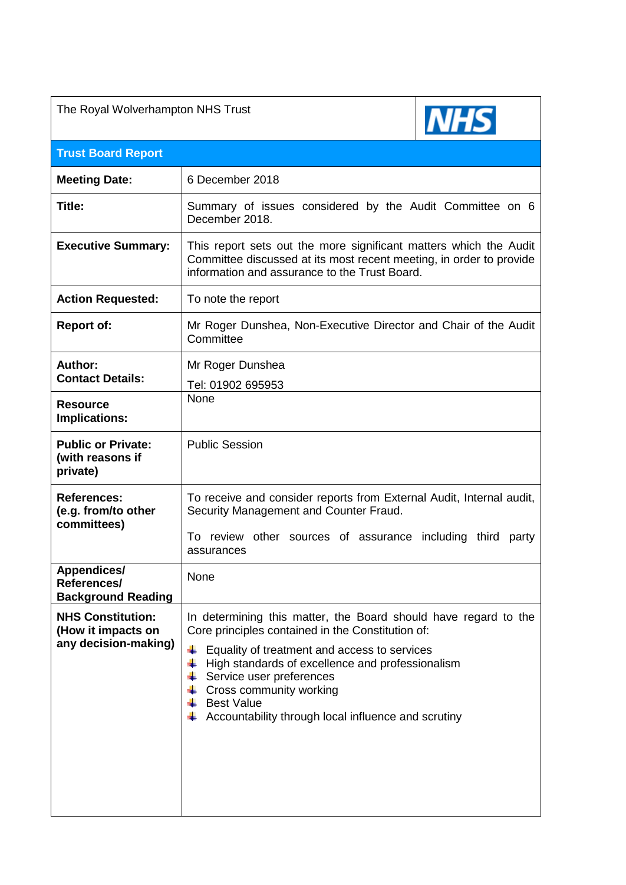| The Royal Wolverhampton NHS Trust | NHS |
|---|---|
| **Trust Board Report** | |
| **Meeting Date:** | 6 December 2018 |
| **Title:** | Summary of issues considered by the Audit Committee on 6 December 2018. |
| **Executive Summary:** | This report sets out the more significant matters which the Audit Committee discussed at its most recent meeting, in order to provide information and assurance to the Trust Board. |
| **Action Requested:** | To note the report |
| **Report of:** | Mr Roger Dunshea, Non-Executive Director and Chair of the Audit Committee |
| **Author:** **Contact Details:** | Mr Roger Dunshea Tel: 01902 695953 |
| **Resource Implications:** | None |
| **Public or Private: (with reasons if private)** | Public Session |
| **References: (e.g. from/to other committees)** | To receive and consider reports from External Audit, Internal audit, Security Management and Counter Fraud. To review other sources of assurance including third party assurances |
| **Appendices/ References/ Background Reading** | None |
| **NHS Constitution: (How it impacts on any decision-making)** | In determining this matter, the Board should have regard to the Core principles contained in the Constitution of: <br>- Equality of treatment and access to services <br>- High standards of excellence and professionalism <br>- Service user preferences <br>- Cross community working <br>- Best Value <br>- Accountability through local influence and scrutiny |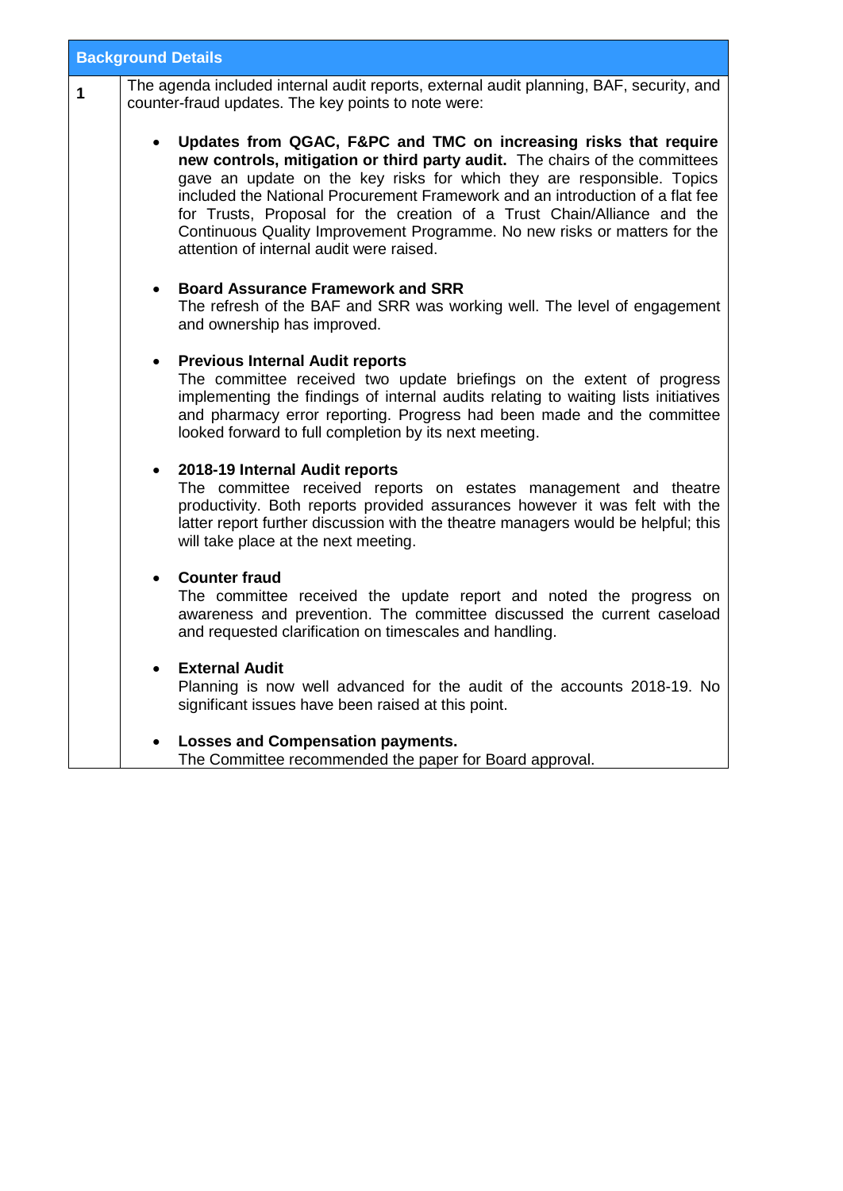| Background Details | |
|---|---|
| 1 | The agenda included internal audit reports, external audit planning, BAF, security, and counter-fraud updates. The key points to note were:<br><br>• **Updates from QGAC, F&PC and TMC on increasing risks that require new controls, mitigation or third party audit.** The chairs of the committees gave an update on the key risks for which they are responsible. Topics included the National Procurement Framework and an introduction of a flat fee for Trusts, Proposal for the creation of a Trust Chain/Alliance and the Continuous Quality Improvement Programme. No new risks or matters for the attention of internal audit were raised.<br><br>• **Board Assurance Framework and SRR**<br>The refresh of the BAF and SRR was working well. The level of engagement and ownership has improved.<br><br>• **Previous Internal Audit reports**<br>The committee received two update briefings on the extent of progress implementing the findings of internal audits relating to waiting lists initiatives and pharmacy error reporting. Progress had been made and the committee looked forward to full completion by its next meeting.<br><br>• **2018-19 Internal Audit reports**<br>The committee received reports on estates management and theatre productivity. Both reports provided assurances however it was felt with the latter report further discussion with the theatre managers would be helpful; this will take place at the next meeting.<br><br>• **Counter fraud**<br>The committee received the update report and noted the progress on awareness and prevention. The committee discussed the current caseload and requested clarification on timescales and handling.<br><br>• **External Audit**<br>Planning is now well advanced for the audit of the accounts 2018-19. No significant issues have been raised at this point.<br><br>• **Losses and Compensation payments.**<br>The Committee recommended the paper for Board approval. |